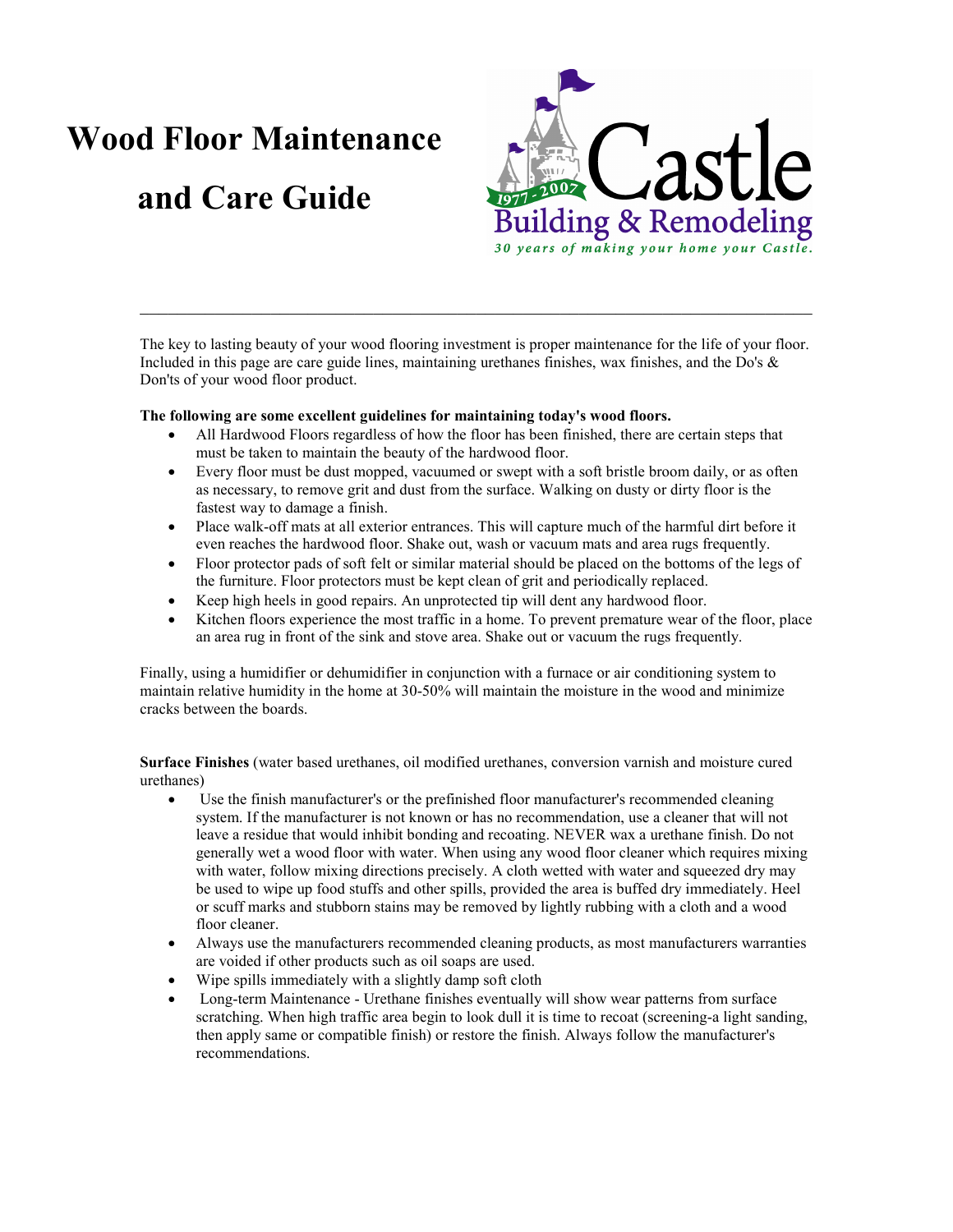# Wood Floor Maintenance and Care Guide

Castle Building & Remodeling
1977 - 2007
*30 years of making your home your Castle.*

---

The key to lasting beauty of your wood flooring investment is proper maintenance for the life of your floor. Included in this page are care guide lines, maintaining urethanes finishes, wax finishes, and the Do's & Don'ts of your wood floor product.

**The following are some excellent guidelines for maintaining today's wood floors.**

- All Hardwood Floors regardless of how the floor has been finished, there are certain steps that must be taken to maintain the beauty of the hardwood floor.
- Every floor must be dust mopped, vacuumed or swept with a soft bristle broom daily, or as often as necessary, to remove grit and dust from the surface. Walking on dusty or dirty floor is the fastest way to damage a finish.
- Place walk-off mats at all exterior entrances. This will capture much of the harmful dirt before it even reaches the hardwood floor. Shake out, wash or vacuum mats and area rugs frequently.
- Floor protector pads of soft felt or similar material should be placed on the bottoms of the legs of the furniture. Floor protectors must be kept clean of grit and periodically replaced.
- Keep high heels in good repairs. An unprotected tip will dent any hardwood floor.
- Kitchen floors experience the most traffic in a home. To prevent premature wear of the floor, place an area rug in front of the sink and stove area. Shake out or vacuum the rugs frequently.

Finally, using a humidifier or dehumidifier in conjunction with a furnace or air conditioning system to maintain relative humidity in the home at 30-50% will maintain the moisture in the wood and minimize cracks between the boards.

**Surface Finishes** (water based urethanes, oil modified urethanes, conversion varnish and moisture cured urethanes)

- Use the finish manufacturer's or the prefinished floor manufacturer's recommended cleaning system. If the manufacturer is not known or has no recommendation, use a cleaner that will not leave a residue that would inhibit bonding and recoating. NEVER wax a urethane finish. Do not generally wet a wood floor with water. When using any wood floor cleaner which requires mixing with water, follow mixing directions precisely. A cloth wetted with water and squeezed dry may be used to wipe up food stuffs and other spills, provided the area is buffed dry immediately. Heel or scuff marks and stubborn stains may be removed by lightly rubbing with a cloth and a wood floor cleaner.
- Always use the manufacturers recommended cleaning products, as most manufacturers warranties are voided if other products such as oil soaps are used.
- Wipe spills immediately with a slightly damp soft cloth
- Long-term Maintenance - Urethane finishes eventually will show wear patterns from surface scratching. When high traffic area begin to look dull it is time to recoat (screening-a light sanding, then apply same or compatible finish) or restore the finish. Always follow the manufacturer's recommendations.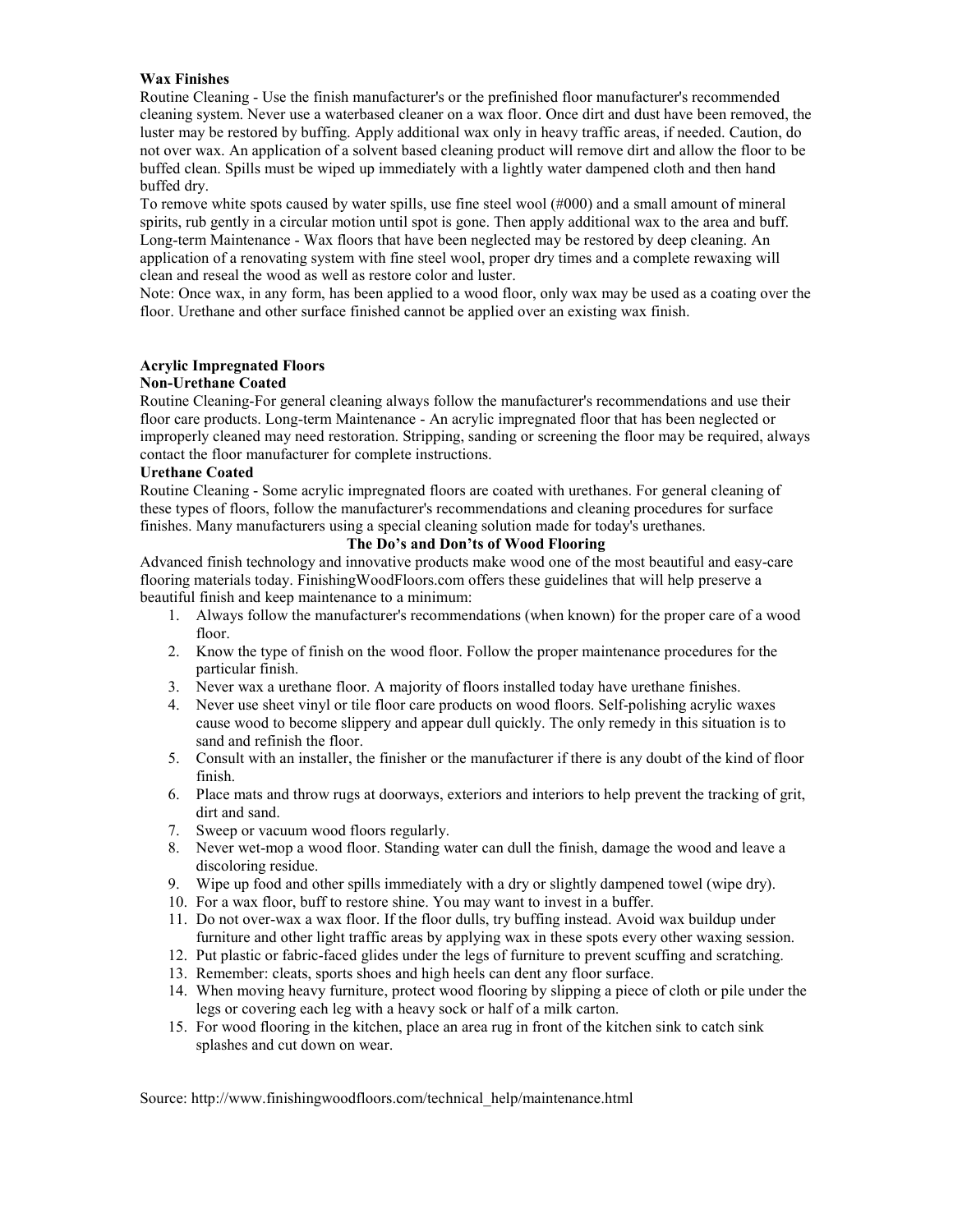**Wax Finishes**

Routine Cleaning - Use the finish manufacturer's or the prefinished floor manufacturer's recommended cleaning system. Never use a waterbased cleaner on a wax floor. Once dirt and dust have been removed, the luster may be restored by buffing. Apply additional wax only in heavy traffic areas, if needed. Caution, do not over wax. An application of a solvent based cleaning product will remove dirt and allow the floor to be buffed clean. Spills must be wiped up immediately with a lightly water dampened cloth and then hand buffed dry.

To remove white spots caused by water spills, use fine steel wool (#000) and a small amount of mineral spirits, rub gently in a circular motion until spot is gone. Then apply additional wax to the area and buff.

Long-term Maintenance - Wax floors that have been neglected may be restored by deep cleaning. An application of a renovating system with fine steel wool, proper dry times and a complete rewaxing will clean and reseal the wood as well as restore color and luster.

Note: Once wax, in any form, has been applied to a wood floor, only wax may be used as a coating over the floor. Urethane and other surface finished cannot be applied over an existing wax finish.

**Acrylic Impregnated Floors**

**Non-Urethane Coated**

Routine Cleaning-For general cleaning always follow the manufacturer's recommendations and use their floor care products. Long-term Maintenance - An acrylic impregnated floor that has been neglected or improperly cleaned may need restoration. Stripping, sanding or screening the floor may be required, always contact the floor manufacturer for complete instructions.

**Urethane Coated**

Routine Cleaning - Some acrylic impregnated floors are coated with urethanes. For general cleaning of these types of floors, follow the manufacturer's recommendations and cleaning procedures for surface finishes. Many manufacturers using a special cleaning solution made for today's urethanes.

**The Do's and Don'ts of Wood Flooring**

Advanced finish technology and innovative products make wood one of the most beautiful and easy-care flooring materials today. FinishingWoodFloors.com offers these guidelines that will help preserve a beautiful finish and keep maintenance to a minimum:

1. Always follow the manufacturer's recommendations (when known) for the proper care of a wood floor.
2. Know the type of finish on the wood floor. Follow the proper maintenance procedures for the particular finish.
3. Never wax a urethane floor. A majority of floors installed today have urethane finishes.
4. Never use sheet vinyl or tile floor care products on wood floors. Self-polishing acrylic waxes cause wood to become slippery and appear dull quickly. The only remedy in this situation is to sand and refinish the floor.
5. Consult with an installer, the finisher or the manufacturer if there is any doubt of the kind of floor finish.
6. Place mats and throw rugs at doorways, exteriors and interiors to help prevent the tracking of grit, dirt and sand.
7. Sweep or vacuum wood floors regularly.
8. Never wet-mop a wood floor. Standing water can dull the finish, damage the wood and leave a discoloring residue.
9. Wipe up food and other spills immediately with a dry or slightly dampened towel (wipe dry).
10. For a wax floor, buff to restore shine. You may want to invest in a buffer.
11. Do not over-wax a wax floor. If the floor dulls, try buffing instead. Avoid wax buildup under furniture and other light traffic areas by applying wax in these spots every other waxing session.
12. Put plastic or fabric-faced glides under the legs of furniture to prevent scuffing and scratching.
13. Remember: cleats, sports shoes and high heels can dent any floor surface.
14. When moving heavy furniture, protect wood flooring by slipping a piece of cloth or pile under the legs or covering each leg with a heavy sock or half of a milk carton.
15. For wood flooring in the kitchen, place an area rug in front of the kitchen sink to catch sink splashes and cut down on wear.

Source: http://www.finishingwoodfloors.com/technical_help/maintenance.html